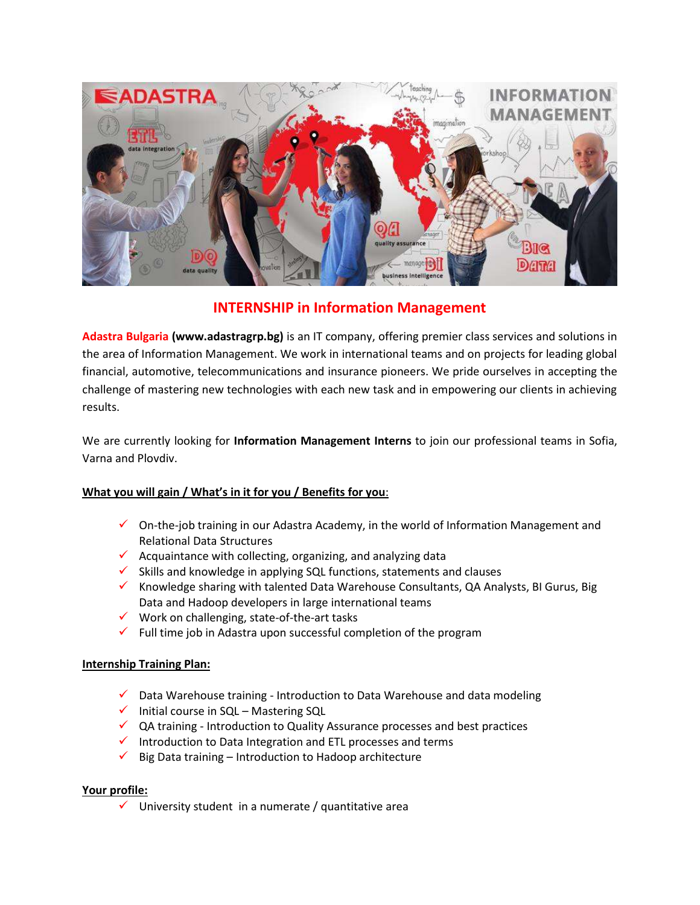# INTERNSHIP in Information Management

**Adastra Bulgaria (www.adastragrp.bg)** is an IT company, offering premier class services and solutions in the area of Information Management. We work in international teams and on projects for leading global financial, automotive, telecommunications and insurance pioneers. We pride ourselves in accepting the challenge of mastering new technologies with each new task and in empowering our clients in achieving results.

We are currently looking for **Information Management Interns** to join our professional teams in Sofia, Varna and Plovdiv.

**What you will gain / What's in it for you / Benefits for you**:

- ✓ On-the-job training in our Adastra Academy, in the world of Information Management and Relational Data Structures
- ✓ Acquaintance with collecting, organizing, and analyzing data
- ✓ Skills and knowledge in applying SQL functions, statements and clauses
- ✓ Knowledge sharing with talented Data Warehouse Consultants, QA Analysts, BI Gurus, Big Data and Hadoop developers in large international teams
- ✓ Work on challenging, state-of-the-art tasks
- ✓ Full time job in Adastra upon successful completion of the program

**Internship Training Plan:**

- ✓ Data Warehouse training - Introduction to Data Warehouse and data modeling
- ✓ Initial course in SQL – Mastering SQL
- ✓ QA training - Introduction to Quality Assurance processes and best practices
- ✓ Introduction to Data Integration and ETL processes and terms
- ✓ Big Data training – Introduction to Hadoop architecture

**Your profile:**

- ✓ University student in a numerate / quantitative area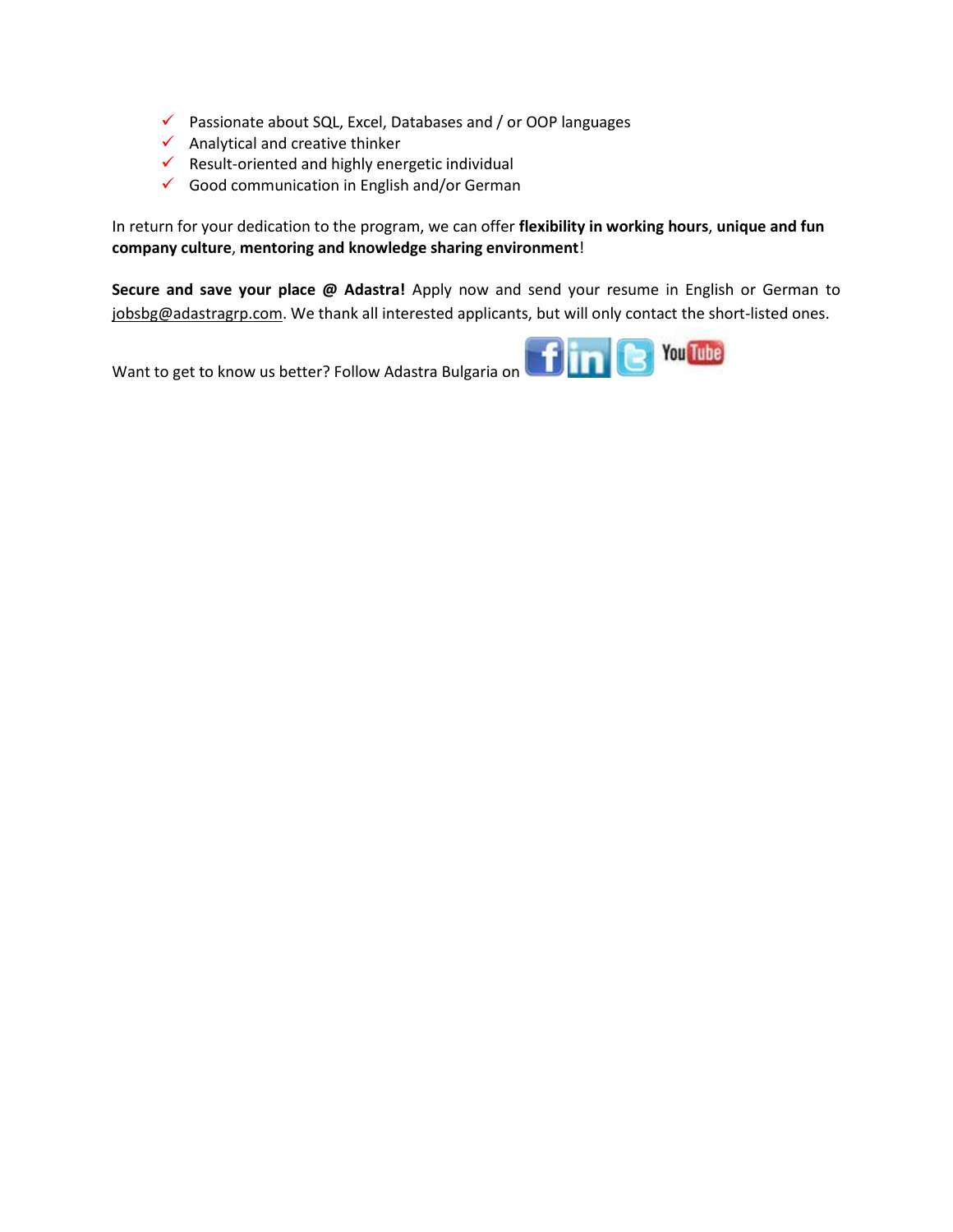- ✓ Passionate about SQL, Excel, Databases and / or OOP languages
- ✓ Analytical and creative thinker
- ✓ Result-oriented and highly energetic individual
- ✓ Good communication in English and/or German

In return for your dedication to the program, we can offer **flexibility in working hours**, **unique and fun company culture**, **mentoring and knowledge sharing environment**!

**Secure and save your place @ Adastra!** Apply now and send your resume in English or German to jobsbg@adastragrp.com. We thank all interested applicants, but will only contact the short-listed ones.

Want to get to know us better? Follow Adastra Bulgaria on